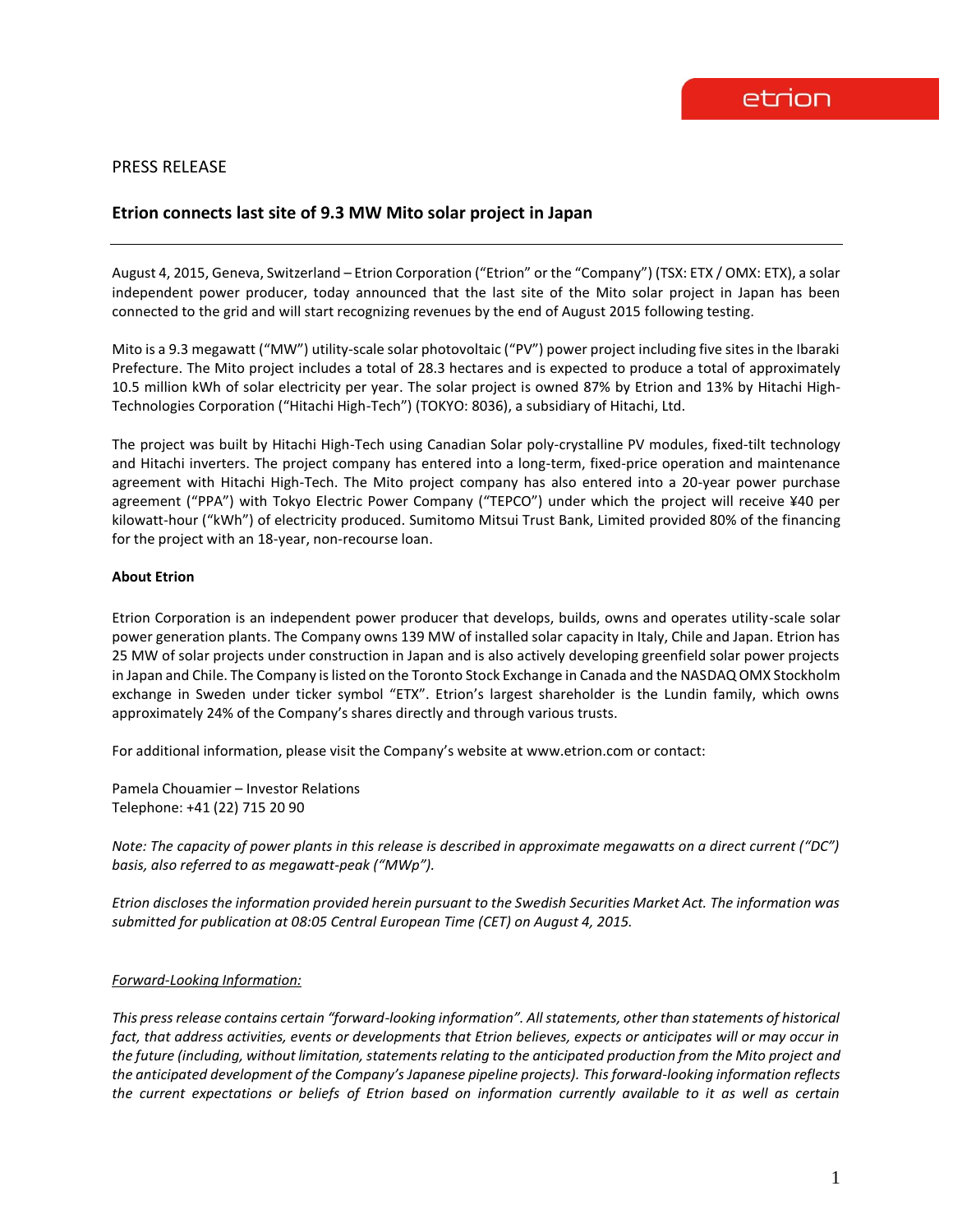etrion

PRESS RELEASE

# Etrion connects last site of 9.3 MW Mito solar project in Japan

August 4, 2015, Geneva, Switzerland – Etrion Corporation ("Etrion" or the "Company") (TSX: ETX / OMX: ETX), a solar independent power producer, today announced that the last site of the Mito solar project in Japan has been connected to the grid and will start recognizing revenues by the end of August 2015 following testing.

Mito is a 9.3 megawatt ("MW") utility-scale solar photovoltaic ("PV") power project including five sites in the Ibaraki Prefecture. The Mito project includes a total of 28.3 hectares and is expected to produce a total of approximately 10.5 million kWh of solar electricity per year. The solar project is owned 87% by Etrion and 13% by Hitachi High-Technologies Corporation ("Hitachi High-Tech") (TOKYO: 8036), a subsidiary of Hitachi, Ltd.

The project was built by Hitachi High-Tech using Canadian Solar poly-crystalline PV modules, fixed-tilt technology and Hitachi inverters. The project company has entered into a long-term, fixed-price operation and maintenance agreement with Hitachi High-Tech. The Mito project company has also entered into a 20-year power purchase agreement ("PPA") with Tokyo Electric Power Company ("TEPCO") under which the project will receive ¥40 per kilowatt-hour ("kWh") of electricity produced. Sumitomo Mitsui Trust Bank, Limited provided 80% of the financing for the project with an 18-year, non-recourse loan.

**About Etrion**

Etrion Corporation is an independent power producer that develops, builds, owns and operates utility-scale solar power generation plants. The Company owns 139 MW of installed solar capacity in Italy, Chile and Japan. Etrion has 25 MW of solar projects under construction in Japan and is also actively developing greenfield solar power projects in Japan and Chile. The Company is listed on the Toronto Stock Exchange in Canada and the NASDAQ OMX Stockholm exchange in Sweden under ticker symbol "ETX". Etrion's largest shareholder is the Lundin family, which owns approximately 24% of the Company's shares directly and through various trusts.

For additional information, please visit the Company's website at www.etrion.com or contact:

Pamela Chouamier – Investor Relations
Telephone: +41 (22) 715 20 90

*Note: The capacity of power plants in this release is described in approximate megawatts on a direct current ("DC") basis, also referred to as megawatt-peak ("MWp").*

*Etrion discloses the information provided herein pursuant to the Swedish Securities Market Act. The information was submitted for publication at 08:05 Central European Time (CET) on August 4, 2015.*

*Forward-Looking Information:*

*This press release contains certain "forward-looking information". All statements, other than statements of historical fact, that address activities, events or developments that Etrion believes, expects or anticipates will or may occur in the future (including, without limitation, statements relating to the anticipated production from the Mito project and the anticipated development of the Company's Japanese pipeline projects). This forward-looking information reflects the current expectations or beliefs of Etrion based on information currently available to it as well as certain*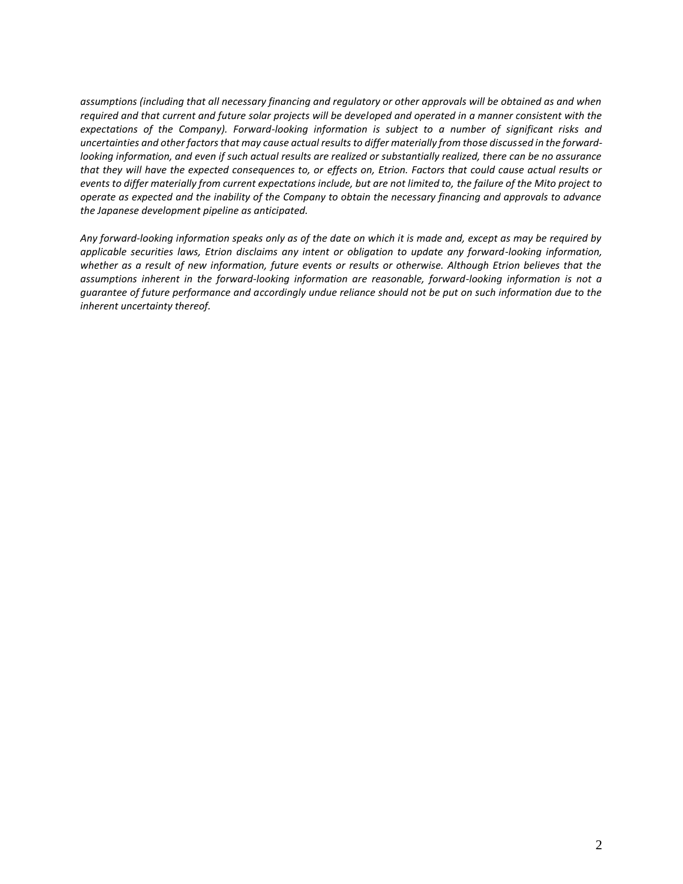*assumptions (including that all necessary financing and regulatory or other approvals will be obtained as and when required and that current and future solar projects will be developed and operated in a manner consistent with the expectations of the Company). Forward-looking information is subject to a number of significant risks and uncertainties and other factors that may cause actual results to differ materially from those discussed in the forward-looking information, and even if such actual results are realized or substantially realized, there can be no assurance that they will have the expected consequences to, or effects on, Etrion. Factors that could cause actual results or events to differ materially from current expectations include, but are not limited to, the failure of the Mito project to operate as expected and the inability of the Company to obtain the necessary financing and approvals to advance the Japanese development pipeline as anticipated.*

*Any forward-looking information speaks only as of the date on which it is made and, except as may be required by applicable securities laws, Etrion disclaims any intent or obligation to update any forward-looking information, whether as a result of new information, future events or results or otherwise. Although Etrion believes that the assumptions inherent in the forward-looking information are reasonable, forward-looking information is not a guarantee of future performance and accordingly undue reliance should not be put on such information due to the inherent uncertainty thereof.*